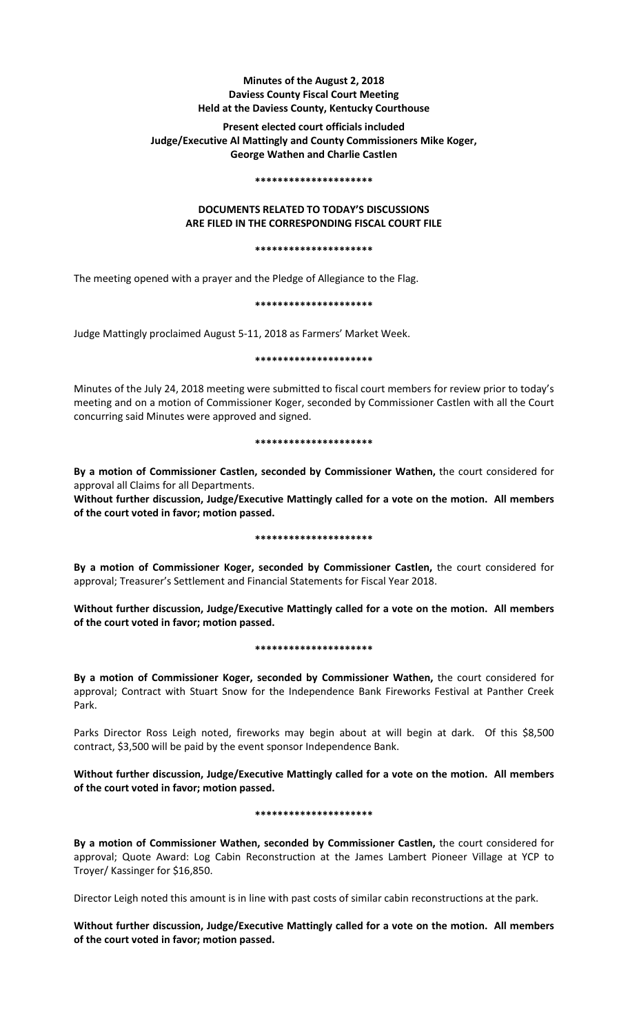**Minutes of the August 2, 2018**
**Daviess County Fiscal Court Meeting**
**Held at the Daviess County, Kentucky Courthouse**

**Present elected court officials included**
**Judge/Executive Al Mattingly and County Commissioners Mike Koger,**
**George Wathen and Charlie Castlen**

**\*\*\*\*\*\*\*\*\*\*\*\*\*\*\*\*\*\*\*\*\***

**DOCUMENTS RELATED TO TODAY'S DISCUSSIONS**
**ARE FILED IN THE CORRESPONDING FISCAL COURT FILE**

**\*\*\*\*\*\*\*\*\*\*\*\*\*\*\*\*\*\*\*\*\***

The meeting opened with a prayer and the Pledge of Allegiance to the Flag.

**\*\*\*\*\*\*\*\*\*\*\*\*\*\*\*\*\*\*\*\*\***

Judge Mattingly proclaimed August 5-11, 2018 as Farmers' Market Week.

**\*\*\*\*\*\*\*\*\*\*\*\*\*\*\*\*\*\*\*\*\***

Minutes of the July 24, 2018 meeting were submitted to fiscal court members for review prior to today's meeting and on a motion of Commissioner Koger, seconded by Commissioner Castlen with all the Court concurring said Minutes were approved and signed.

**\*\*\*\*\*\*\*\*\*\*\*\*\*\*\*\*\*\*\*\*\***

**By a motion of Commissioner Castlen, seconded by Commissioner Wathen,** the court considered for approval all Claims for all Departments.

**Without further discussion, Judge/Executive Mattingly called for a vote on the motion. All members of the court voted in favor; motion passed.**

**\*\*\*\*\*\*\*\*\*\*\*\*\*\*\*\*\*\*\*\*\***

**By a motion of Commissioner Koger, seconded by Commissioner Castlen,** the court considered for approval; Treasurer's Settlement and Financial Statements for Fiscal Year 2018.

**Without further discussion, Judge/Executive Mattingly called for a vote on the motion. All members of the court voted in favor; motion passed.**

**\*\*\*\*\*\*\*\*\*\*\*\*\*\*\*\*\*\*\*\*\***

**By a motion of Commissioner Koger, seconded by Commissioner Wathen,** the court considered for approval; Contract with Stuart Snow for the Independence Bank Fireworks Festival at Panther Creek Park.

Parks Director Ross Leigh noted, fireworks may begin about at will begin at dark. Of this $8,500 contract, $3,500 will be paid by the event sponsor Independence Bank.

**Without further discussion, Judge/Executive Mattingly called for a vote on the motion. All members of the court voted in favor; motion passed.**

**\*\*\*\*\*\*\*\*\*\*\*\*\*\*\*\*\*\*\*\*\***

**By a motion of Commissioner Wathen, seconded by Commissioner Castlen,** the court considered for approval; Quote Award: Log Cabin Reconstruction at the James Lambert Pioneer Village at YCP to Troyer/ Kassinger for $16,850.

Director Leigh noted this amount is in line with past costs of similar cabin reconstructions at the park.

**Without further discussion, Judge/Executive Mattingly called for a vote on the motion. All members of the court voted in favor; motion passed.**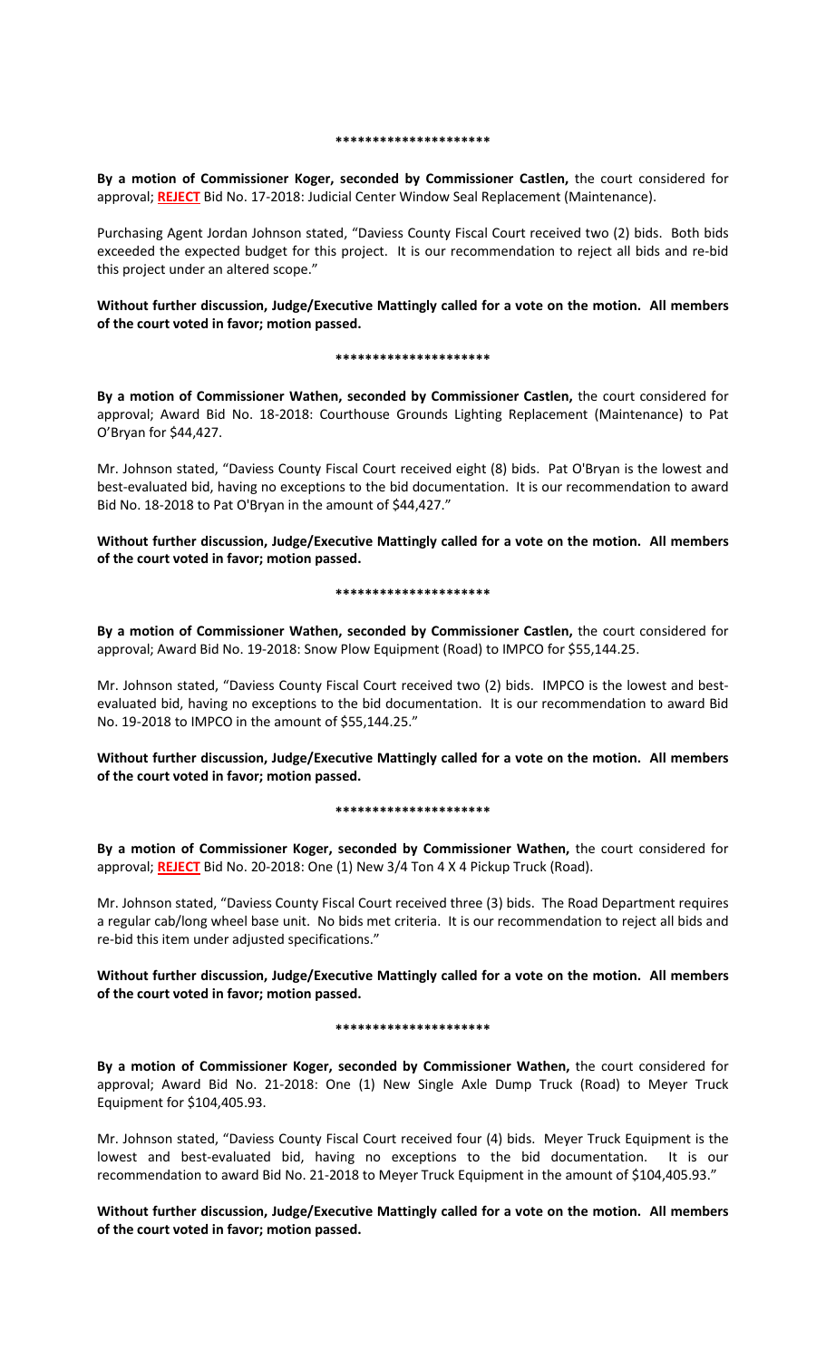********************

**By a motion of Commissioner Koger, seconded by Commissioner Castlen,** the court considered for approval; **REJECT** Bid No. 17-2018: Judicial Center Window Seal Replacement (Maintenance).

Purchasing Agent Jordan Johnson stated, "Daviess County Fiscal Court received two (2) bids. Both bids exceeded the expected budget for this project. It is our recommendation to reject all bids and re-bid this project under an altered scope."

**Without further discussion, Judge/Executive Mattingly called for a vote on the motion. All members of the court voted in favor; motion passed.**

********************

**By a motion of Commissioner Wathen, seconded by Commissioner Castlen,** the court considered for approval; Award Bid No. 18-2018: Courthouse Grounds Lighting Replacement (Maintenance) to Pat O'Bryan for $44,427.

Mr. Johnson stated, "Daviess County Fiscal Court received eight (8) bids. Pat O'Bryan is the lowest and best-evaluated bid, having no exceptions to the bid documentation. It is our recommendation to award Bid No. 18-2018 to Pat O'Bryan in the amount of $44,427."

**Without further discussion, Judge/Executive Mattingly called for a vote on the motion. All members of the court voted in favor; motion passed.**

********************

**By a motion of Commissioner Wathen, seconded by Commissioner Castlen,** the court considered for approval; Award Bid No. 19-2018: Snow Plow Equipment (Road) to IMPCO for $55,144.25.

Mr. Johnson stated, "Daviess County Fiscal Court received two (2) bids. IMPCO is the lowest and best-evaluated bid, having no exceptions to the bid documentation. It is our recommendation to award Bid No. 19-2018 to IMPCO in the amount of $55,144.25."

**Without further discussion, Judge/Executive Mattingly called for a vote on the motion. All members of the court voted in favor; motion passed.**

********************

**By a motion of Commissioner Koger, seconded by Commissioner Wathen,** the court considered for approval; **REJECT** Bid No. 20-2018: One (1) New 3/4 Ton 4 X 4 Pickup Truck (Road).

Mr. Johnson stated, "Daviess County Fiscal Court received three (3) bids. The Road Department requires a regular cab/long wheel base unit. No bids met criteria. It is our recommendation to reject all bids and re-bid this item under adjusted specifications."

**Without further discussion, Judge/Executive Mattingly called for a vote on the motion. All members of the court voted in favor; motion passed.**

********************

**By a motion of Commissioner Koger, seconded by Commissioner Wathen,** the court considered for approval; Award Bid No. 21-2018: One (1) New Single Axle Dump Truck (Road) to Meyer Truck Equipment for $104,405.93.

Mr. Johnson stated, "Daviess County Fiscal Court received four (4) bids. Meyer Truck Equipment is the lowest and best-evaluated bid, having no exceptions to the bid documentation. It is our recommendation to award Bid No. 21-2018 to Meyer Truck Equipment in the amount of $104,405.93."

**Without further discussion, Judge/Executive Mattingly called for a vote on the motion. All members of the court voted in favor; motion passed.**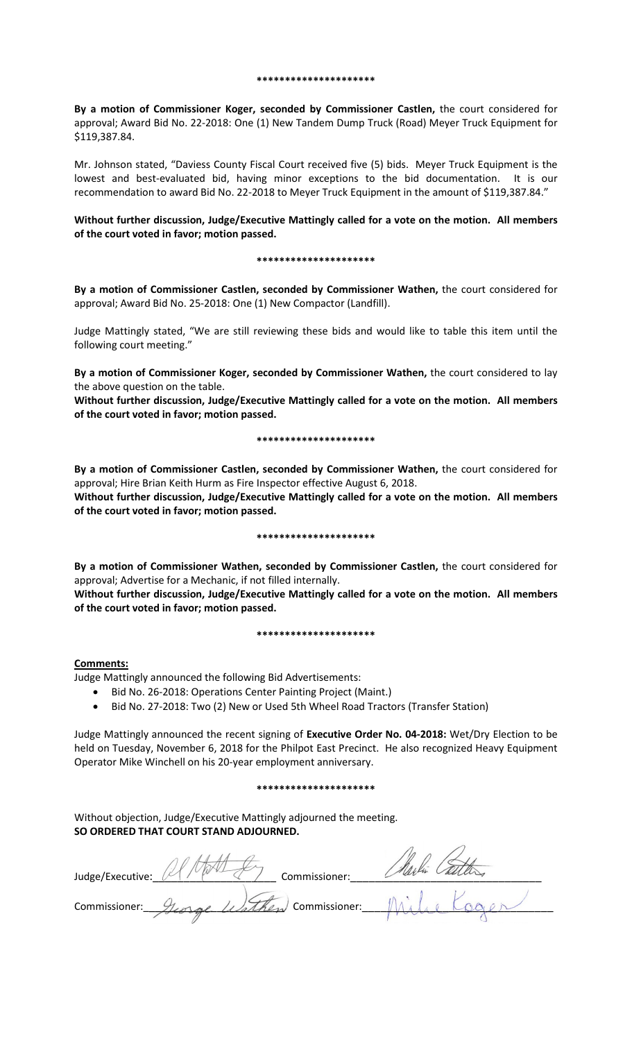********************

**By a motion of Commissioner Koger, seconded by Commissioner Castlen,** the court considered for approval; Award Bid No. 22-2018: One (1) New Tandem Dump Truck (Road) Meyer Truck Equipment for $119,387.84.

Mr. Johnson stated, "Daviess County Fiscal Court received five (5) bids. Meyer Truck Equipment is the lowest and best-evaluated bid, having minor exceptions to the bid documentation. It is our recommendation to award Bid No. 22-2018 to Meyer Truck Equipment in the amount of $119,387.84."

**Without further discussion, Judge/Executive Mattingly called for a vote on the motion. All members of the court voted in favor; motion passed.**

********************

**By a motion of Commissioner Castlen, seconded by Commissioner Wathen,** the court considered for approval; Award Bid No. 25-2018: One (1) New Compactor (Landfill).

Judge Mattingly stated, "We are still reviewing these bids and would like to table this item until the following court meeting."

**By a motion of Commissioner Koger, seconded by Commissioner Wathen,** the court considered to lay the above question on the table.

**Without further discussion, Judge/Executive Mattingly called for a vote on the motion. All members of the court voted in favor; motion passed.**

********************

**By a motion of Commissioner Castlen, seconded by Commissioner Wathen,** the court considered for approval; Hire Brian Keith Hurm as Fire Inspector effective August 6, 2018.

**Without further discussion, Judge/Executive Mattingly called for a vote on the motion. All members of the court voted in favor; motion passed.**

********************

**By a motion of Commissioner Wathen, seconded by Commissioner Castlen,** the court considered for approval; Advertise for a Mechanic, if not filled internally.

**Without further discussion, Judge/Executive Mattingly called for a vote on the motion. All members of the court voted in favor; motion passed.**

********************

**Comments:**

Judge Mattingly announced the following Bid Advertisements:

- Bid No. 26-2018: Operations Center Painting Project (Maint.)
- Bid No. 27-2018: Two (2) New or Used 5th Wheel Road Tractors (Transfer Station)

Judge Mattingly announced the recent signing of **Executive Order No. 04-2018:** Wet/Dry Election to be held on Tuesday, November 6, 2018 for the Philpot East Precinct. He also recognized Heavy Equipment Operator Mike Winchell on his 20-year employment anniversary.

********************

Without objection, Judge/Executive Mattingly adjourned the meeting.

**SO ORDERED THAT COURT STAND ADJOURNED.**

Judge/Executive: Al Mattingly Commissioner: Charlie Castlen

Commissioner: George Wathen Commissioner: Mike Koger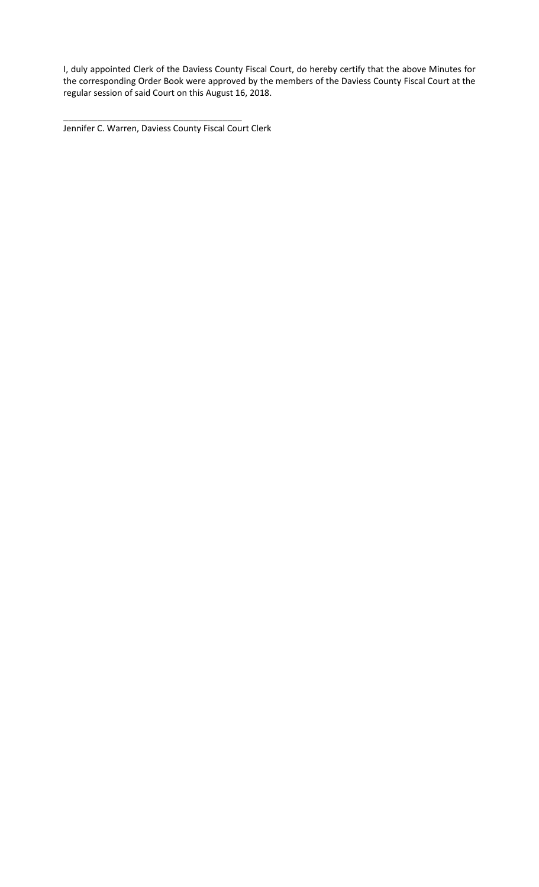I, duly appointed Clerk of the Daviess County Fiscal Court, do hereby certify that the above Minutes for the corresponding Order Book were approved by the members of the Daviess County Fiscal Court at the regular session of said Court on this August 16, 2018.

\_\_\_\_\_\_\_\_\_\_\_\_\_\_\_\_\_\_\_\_\_\_\_\_\_\_\_\_\_\_\_\_\_\_\_\_

Jennifer C. Warren, Daviess County Fiscal Court Clerk